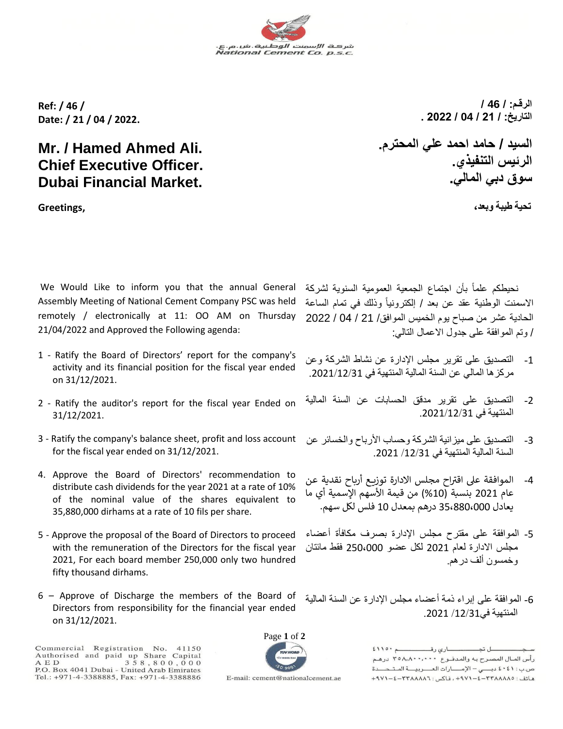شركة الإسمنت الوطنية.ش.م.ع.
National Cement Co. p.s.c.

**Ref: / 46 /**
**Date: / 21 / 04 / 2022.**

**الرقم: / 46 /**
**التاريخ: / 21 / 04 / 2022 .**

## Mr. / Hamed Ahmed Ali.
## Chief Executive Officer.
## Dubai Financial Market.

## السيد / حامد احمد علي المحترم.
## الرئيس التنفيذي.
## سوق دبي المالي.

**Greetings,**

**تحية طيبة وبعد،**

We Would Like to inform you that the annual General Assembly Meeting of National Cement Company PSC was held remotely / electronically at 11: OO AM on Thursday 21/04/2022 and Approved the Following agenda:

1 - Ratify the Board of Directors' report for the company's activity and its financial position for the fiscal year ended on 31/12/2021.

2 - Ratify the auditor's report for the fiscal year Ended on 31/12/2021.

3 - Ratify the company's balance sheet, profit and loss account for the fiscal year ended on 31/12/2021.

4. Approve the Board of Directors' recommendation to distribute cash dividends for the year 2021 at a rate of 10% of the nominal value of the shares equivalent to 35,880,000 dirhams at a rate of 10 fils per share.

5 - Approve the proposal of the Board of Directors to proceed with the remuneration of the Directors for the fiscal year 2021, For each board member 250,000 only two hundred fifty thousand dirhams.

6 – Approve of Discharge the members of the Board of Directors from responsibility for the financial year ended on 31/12/2021.

نحيطكم علماً بأن اجتماع الجمعية العمومية السنوية لشركة الاسمنت الوطنية عقد عن بعد / إلكترونياً وذلك في تمام الساعة الحادية عشر من صباح يوم الخميس الموافق/ 21 / 04 / 2022 / وتم الموافقة على جدول الاعمال التالي:

1- التصديق على تقرير مجلس الإدارة عن نشاط الشركة وعن مركزها المالي عن السنة المالية المنتهية في 2021/12/31.

2- التصديق على تقرير مدقق الحسابات عن السنة المالية المنتهية في 2021/12/31.

3- التصديق على ميزانية الشركة وحساب الأرباح والخسائر عن السنة المالية المنتهية في 31/ 12/ 2021.

4- الموافقة على اقتراح مجلس الادارة توزيع أرباح نقدية عن عام 2021 بنسبة (10%) من قيمة الأسهم الإسمية أي ما يعادل 35،880،000 درهم بمعدل 10 فلس لكل سهم.

5- الموافقة على مقترح مجلس الإدارة بصرف مكافأة أعضاء مجلس الادارة لعام 2021 لكل عضو 250،000 فقط مائتان وخمسون ألف درهم.

6- الموافقة على إبراء ذمة أعضاء مجلس الإدارة عن السنة المالية المنتهية في31/ 12/ 2021.

Commercial Registration No. 41150
Authorised and paid up Share Capital AED 358,800,000
P.O. Box 4041 Dubai - United Arab Emirates
Tel.: +971-4-3388885, Fax: +971-4-3388886

E-mail: cement@nationalcement.ae

سجل تجاري رقم ٤١١٥٠
رأس المال المصرح به والمدفوع ٣٥٨،٨٠٠،٠٠٠ درهم
ص.ب: ٤٠٤١ دبي – الإمارات العربية المتحدة
هاتف: ٣٣٨٨٨٨٥-٤-٩٧١+، فاكس: ٣٣٨٨٨٨٦-٤-٩٧١+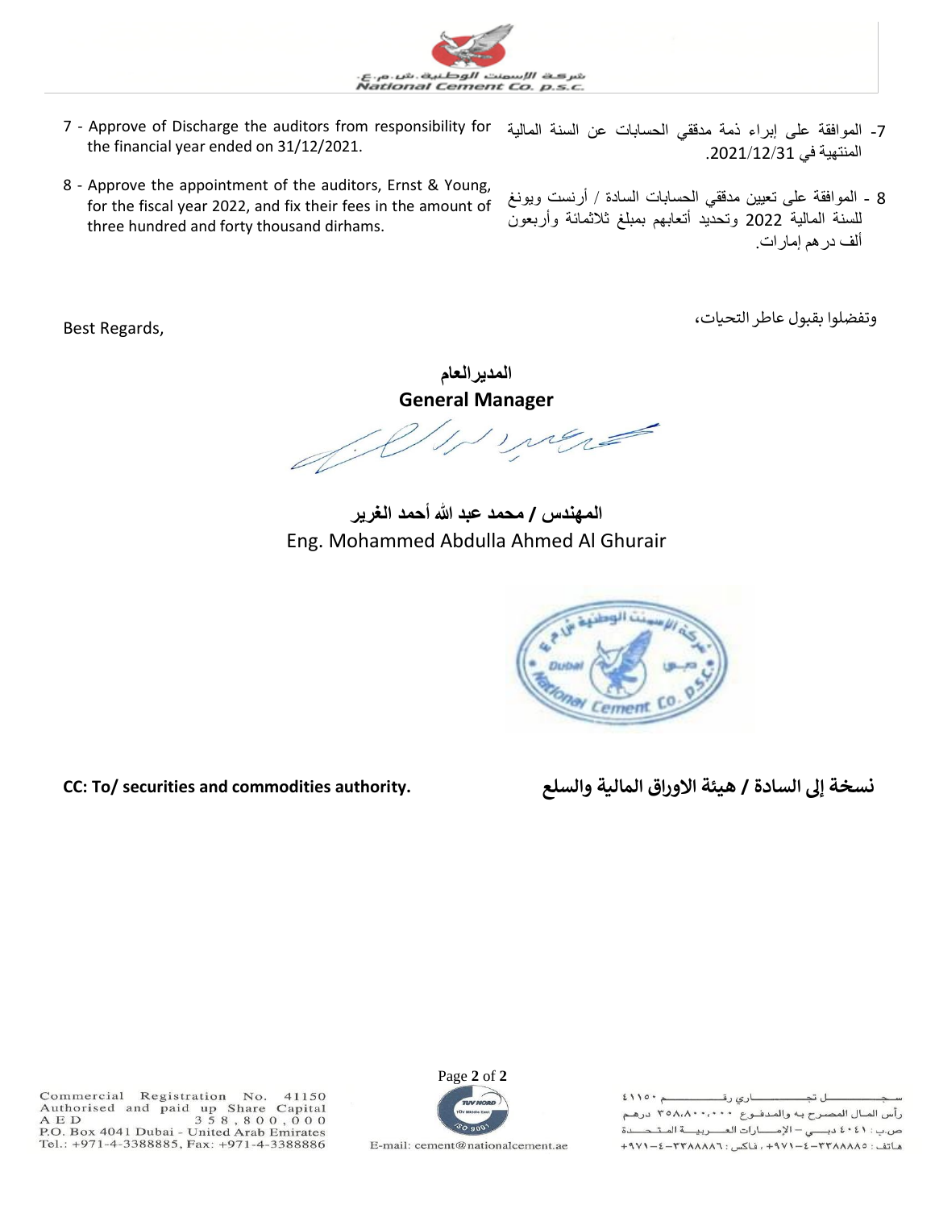7 - Approve of Discharge the auditors from responsibility for the financial year ended on 31/12/2021.

7- الموافقة على إبراء ذمة مدققي الحسابات عن السنة المالية المنتهية في 2021/12/31.

8 - Approve the appointment of the auditors, Ernst & Young, for the fiscal year 2022, and fix their fees in the amount of three hundred and forty thousand dirhams.

8 - الموافقة على تعيين مدققي الحسابات السادة / أرنست ويونغ للسنة المالية 2022 وتحديد أتعابهم بمبلغ ثلاثمائة وأربعون ألف درهم إمارات.

Best Regards,

وتفضلوا بقبول عاطر التحيات،

**المدير العام**

**General Manager**

**المهندس / محمد عبد الله أحمد الغرير**

Eng. Mohammed Abdulla Ahmed Al Ghurair

**CC: To/ securities and commodities authority.**

**نسخة إلى السادة / هيئة الاوراق المالية والسلع**

Commercial Registration No. 41150
Authorised and paid up Share Capital AED 358,800,000
P.O. Box 4041 Dubai - United Arab Emirates
Tel.: +971-4-3388885, Fax: +971-4-3388886

E-mail: cement@nationalcement.ae

سجل تجاري رقم ٤١١٥٠
رأس المال المصرح به والمدفوع ٣٥٨,٨٠٠,٠٠٠ درهم
ص.ب: ٤٠٤١ دبي - الإمارات العربية المتحدة
هاتف: ٣٣٨٨٨٨٥-٤-٩٧١+ ، فاكس: ٣٣٨٨٨٨٦-٤-٩٧١+